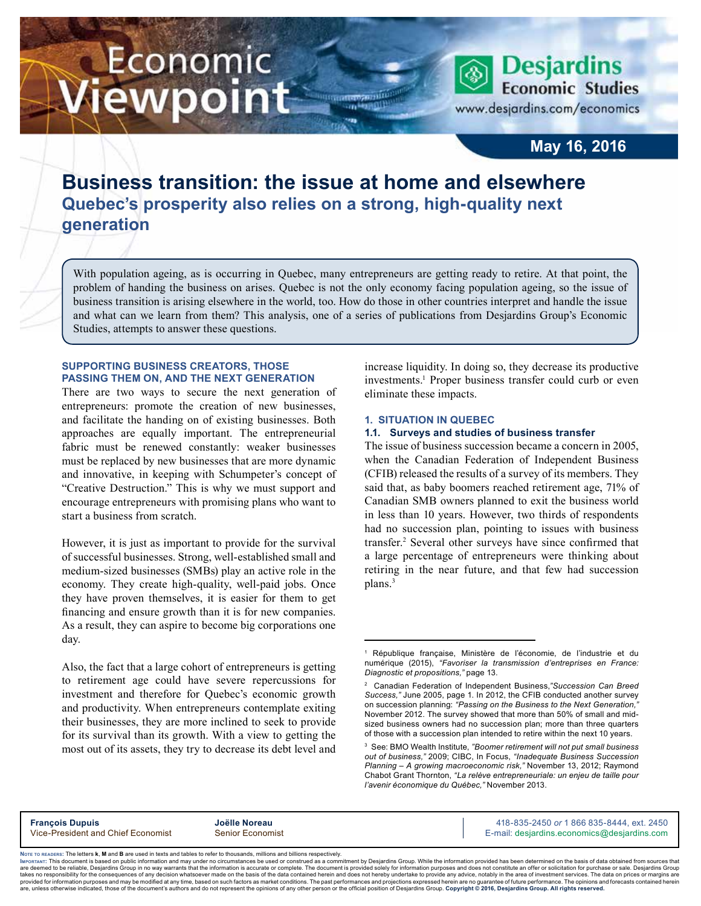# Economic Viewpoint

Desjardins Economic Studies
www.desjardins.com/economics

May 16, 2016

## Business transition: the issue at home and elsewhere

### Quebec's prosperity also relies on a strong, high-quality next generation

With population ageing, as is occurring in Quebec, many entrepreneurs are getting ready to retire. At that point, the problem of handing the business on arises. Quebec is not the only economy facing population ageing, so the issue of business transition is arising elsewhere in the world, too. How do those in other countries interpret and handle the issue and what can we learn from them? This analysis, one of a series of publications from Desjardins Group's Economic Studies, attempts to answer these questions.

#### SUPPORTING BUSINESS CREATORS, THOSE PASSING THEM ON, AND THE NEXT GENERATION

There are two ways to secure the next generation of entrepreneurs: promote the creation of new businesses, and facilitate the handing on of existing businesses. Both approaches are equally important. The entrepreneurial fabric must be renewed constantly: weaker businesses must be replaced by new businesses that are more dynamic and innovative, in keeping with Schumpeter's concept of "Creative Destruction." This is why we must support and encourage entrepreneurs with promising plans who want to start a business from scratch.

However, it is just as important to provide for the survival of successful businesses. Strong, well-established small and medium-sized businesses (SMBs) play an active role in the economy. They create high-quality, well-paid jobs. Once they have proven themselves, it is easier for them to get financing and ensure growth than it is for new companies. As a result, they can aspire to become big corporations one day.

Also, the fact that a large cohort of entrepreneurs is getting to retirement age could have severe repercussions for investment and therefore for Quebec's economic growth and productivity. When entrepreneurs contemplate exiting their businesses, they are more inclined to seek to provide for its survival than its growth. With a view to getting the most out of its assets, they try to decrease its debt level and increase liquidity. In doing so, they decrease its productive investments.[1] Proper business transfer could curb or even eliminate these impacts.

#### 1. SITUATION IN QUEBEC

##### 1.1. Surveys and studies of business transfer

The issue of business succession became a concern in 2005, when the Canadian Federation of Independent Business (CFIB) released the results of a survey of its members. They said that, as baby boomers reached retirement age, 71% of Canadian SMB owners planned to exit the business world in less than 10 years. However, two thirds of respondents had no succession plan, pointing to issues with business transfer.[2] Several other surveys have since confirmed that a large percentage of entrepreneurs were thinking about retiring in the near future, and that few had succession plans.[3]

---

[1] République française, Ministère de l'économie, de l'industrie et du numérique (2015), *"Favoriser la transmission d'entreprises en France: Diagnostic et propositions,"* page 13.

[2] Canadian Federation of Independent Business, *"Succession Can Breed Success,"* June 2005, page 1. In 2012, the CFIB conducted another survey on succession planning: *"Passing on the Business to the Next Generation,"* November 2012. The survey showed that more than 50% of small and mid-sized business owners had no succession plan; more than three quarters of those with a succession plan intended to retire within the next 10 years.

[3] See: BMO Wealth Institute, *"Boomer retirement will not put small business out of business,"* 2009; CIBC, In Focus, *"Inadequate Business Succession Planning – A growing macroeconomic risk,"* November 13, 2012; Raymond Chabot Grant Thornton, *"La relève entrepreneuriale: un enjeu de taille pour l'avenir économique du Québec,"* November 2013.

---

**François Dupuis**
Vice-President and Chief Economist

**Joëlle Noreau**
Senior Economist

418-835-2450 *or* 1 866 835-8444, ext. 2450
E-mail: desjardins.economics@desjardins.com

NOTE TO READERS: The letters **k**, **M** and **B** are used in texts and tables to refer to thousands, millions and billions respectively.

IMPORTANT: This document is based on public information and may under no circumstances be used or construed as a commitment by Desjardins Group. While the information provided has been determined on the basis of data obtained from sources that are deemed to be reliable, Desjardins Group in no way warrants that the information is accurate or complete. The document is provided solely for information purposes and does not constitute an offer or solicitation for purchase or sale. Desjardins Group takes no responsibility for the consequences of any decision whatsoever made on the basis of the data contained herein and does not hereby undertake to provide any advice, notably in the area of investment services. The data on prices or margins are provided for information purposes and may be modified at any time, based on such factors as market conditions. The past performances and projections expressed herein are no guarantee of future performance. The opinions and forecasts contained herein are, unless otherwise indicated, those of the document's authors and do not represent the opinions of any other person or the official position of Desjardins Group. **Copyright © 2016, Desjardins Group. All rights reserved.**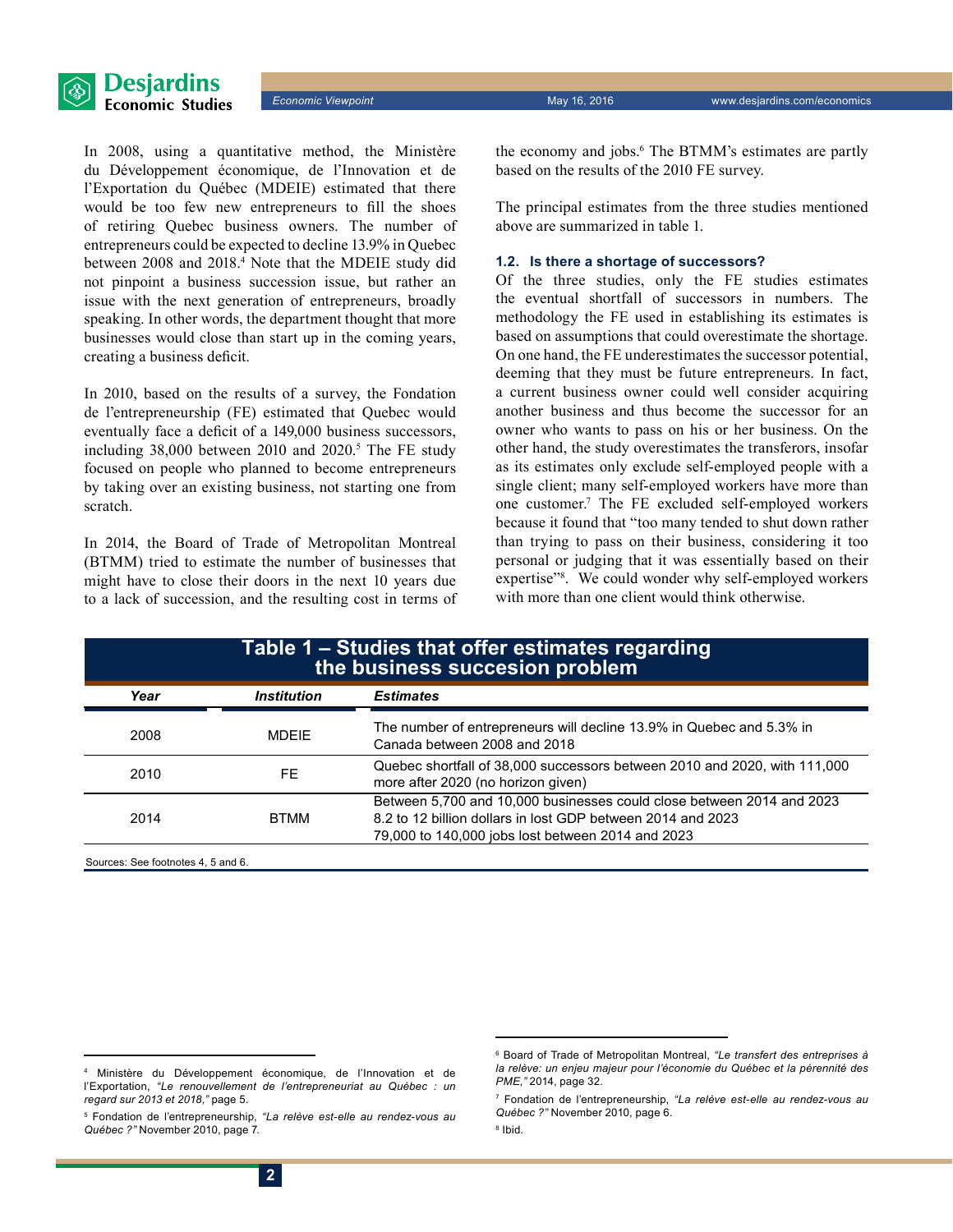In 2008, using a quantitative method, the Ministère du Développement économique, de l'Innovation et de l'Exportation du Québec (MDEIE) estimated that there would be too few new entrepreneurs to fill the shoes of retiring Quebec business owners. The number of entrepreneurs could be expected to decline 13.9% in Quebec between 2008 and 2018.[4] Note that the MDEIE study did not pinpoint a business succession issue, but rather an issue with the next generation of entrepreneurs, broadly speaking. In other words, the department thought that more businesses would close than start up in the coming years, creating a business deficit.

In 2010, based on the results of a survey, the Fondation de l'entrepreneurship (FE) estimated that Quebec would eventually face a deficit of a 149,000 business successors, including 38,000 between 2010 and 2020.[5] The FE study focused on people who planned to become entrepreneurs by taking over an existing business, not starting one from scratch.

In 2014, the Board of Trade of Metropolitan Montreal (BTMM) tried to estimate the number of businesses that might have to close their doors in the next 10 years due to a lack of succession, and the resulting cost in terms of the economy and jobs.[6] The BTMM's estimates are partly based on the results of the 2010 FE survey.

The principal estimates from the three studies mentioned above are summarized in table 1.

### 1.2. Is there a shortage of successors?

Of the three studies, only the FE studies estimates the eventual shortfall of successors in numbers. The methodology the FE used in establishing its estimates is based on assumptions that could overestimate the shortage. On one hand, the FE underestimates the successor potential, deeming that they must be future entrepreneurs. In fact, a current business owner could well consider acquiring another business and thus become the successor for an owner who wants to pass on his or her business. On the other hand, the study overestimates the transferors, insofar as its estimates only exclude self-employed people with a single client; many self-employed workers have more than one customer.[7] The FE excluded self-employed workers because it found that "too many tended to shut down rather than trying to pass on their business, considering it too personal or judging that it was essentially based on their expertise"[8]. We could wonder why self-employed workers with more than one client would think otherwise.

**Table 1 – Studies that offer estimates regarding the business succesion problem**

| *Year* | *Institution* | *Estimates* |
|---|---|---|
| 2008 | MDEIE | The number of entrepreneurs will decline 13.9% in Quebec and 5.3% in Canada between 2008 and 2018 |
| 2010 | FE | Quebec shortfall of 38,000 successors between 2010 and 2020, with 111,000 more after 2020 (no horizon given) |
| 2014 | BTMM | Between 5,700 and 10,000 businesses could close between 2014 and 2023<br>8.2 to 12 billion dollars in lost GDP between 2014 and 2023<br>79,000 to 140,000 jobs lost between 2014 and 2023 |

Sources: See footnotes 4, 5 and 6.

---

[4] Ministère du Développement économique, de l'Innovation et de l'Exportation, *"Le renouvellement de l'entrepreneuriat au Québec : un regard sur 2013 et 2018,"* page 5.

[5] Fondation de l'entrepreneurship, *"La relève est-elle au rendez-vous au Québec ?"* November 2010, page 7.

[6] Board of Trade of Metropolitan Montreal, *"Le transfert des entreprises à la relève: un enjeu majeur pour l'économie du Québec et la pérennité des PME,"* 2014, page 32.

[7] Fondation de l'entrepreneurship, *"La relève est-elle au rendez-vous au Québec ?"* November 2010, page 6.

[8] Ibid.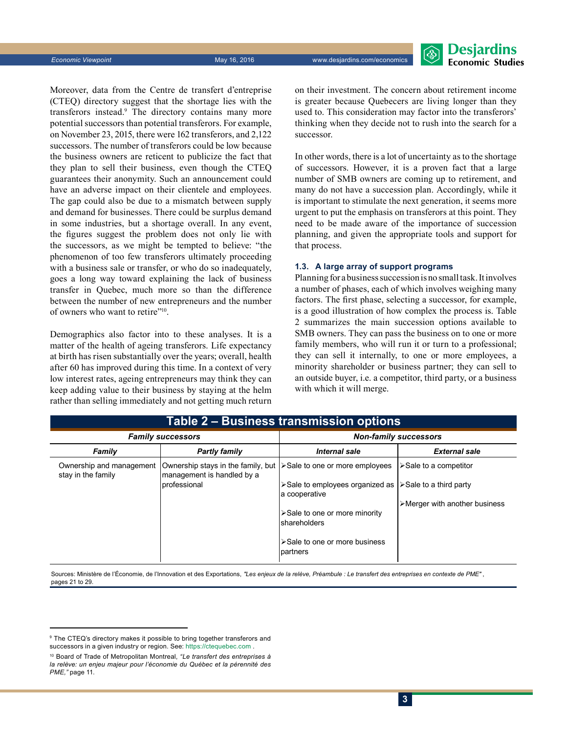Moreover, data from the Centre de transfert d'entreprise (CTEQ) directory suggest that the shortage lies with the transferors instead.[9] The directory contains many more potential successors than potential transferors. For example, on November 23, 2015, there were 162 transferors, and 2,122 successors. The number of transferors could be low because the business owners are reticent to publicize the fact that they plan to sell their business, even though the CTEQ guarantees their anonymity. Such an announcement could have an adverse impact on their clientele and employees. The gap could also be due to a mismatch between supply and demand for businesses. There could be surplus demand in some industries, but a shortage overall. In any event, the figures suggest the problem does not only lie with the successors, as we might be tempted to believe: "the phenomenon of too few transferors ultimately proceeding with a business sale or transfer, or who do so inadequately, goes a long way toward explaining the lack of business transfer in Quebec, much more so than the difference between the number of new entrepreneurs and the number of owners who want to retire"[10].

Demographics also factor into to these analyses. It is a matter of the health of ageing transferors. Life expectancy at birth has risen substantially over the years; overall, health after 60 has improved during this time. In a context of very low interest rates, ageing entrepreneurs may think they can keep adding value to their business by staying at the helm rather than selling immediately and not getting much return on their investment. The concern about retirement income is greater because Quebecers are living longer than they used to. This consideration may factor into the transferors' thinking when they decide not to rush into the search for a successor.

In other words, there is a lot of uncertainty as to the shortage of successors. However, it is a proven fact that a large number of SMB owners are coming up to retirement, and many do not have a succession plan. Accordingly, while it is important to stimulate the next generation, it seems more urgent to put the emphasis on transferors at this point. They need to be made aware of the importance of succession planning, and given the appropriate tools and support for that process.

### 1.3. A large array of support programs

Planning for a business succession is no small task. It involves a number of phases, each of which involves weighing many factors. The first phase, selecting a successor, for example, is a good illustration of how complex the process is. Table 2 summarizes the main succession options available to SMB owners. They can pass the business on to one or more family members, who will run it or turn to a professional; they can sell it internally, to one or more employees, a minority shareholder or business partner; they can sell to an outside buyer, i.e. a competitor, third party, or a business with which it will merge.

**Table 2 – Business transmission options**

| *Family successors* | | *Non-family successors* | |
|---|---|---|---|
| ***Family*** | ***Partly family*** | ***Internal sale*** | ***External sale*** |
| Ownership and management stay in the family | Ownership stays in the family, but management is handled by a professional | ➢Sale to one or more employees<br>➢Sale to employees organized as a cooperative<br>➢Sale to one or more minority shareholders<br>➢Sale to one or more business partners | ➢Sale to a competitor<br>➢Sale to a third party<br>➢Merger with another business |

Sources: Ministère de l'Économie, de l'Innovation et des Exportations, *"Les enjeux de la relève, Préambule : Le transfert des entreprises en contexte de PME"*, pages 21 to 29.

---

[9] The CTEQ's directory makes it possible to bring together transferors and successors in a given industry or region. See: https://ctequebec.com .

[10] Board of Trade of Metropolitan Montreal, *"Le transfert des entreprises à la relève: un enjeu majeur pour l'économie du Québec et la pérennité des PME,"* page 11.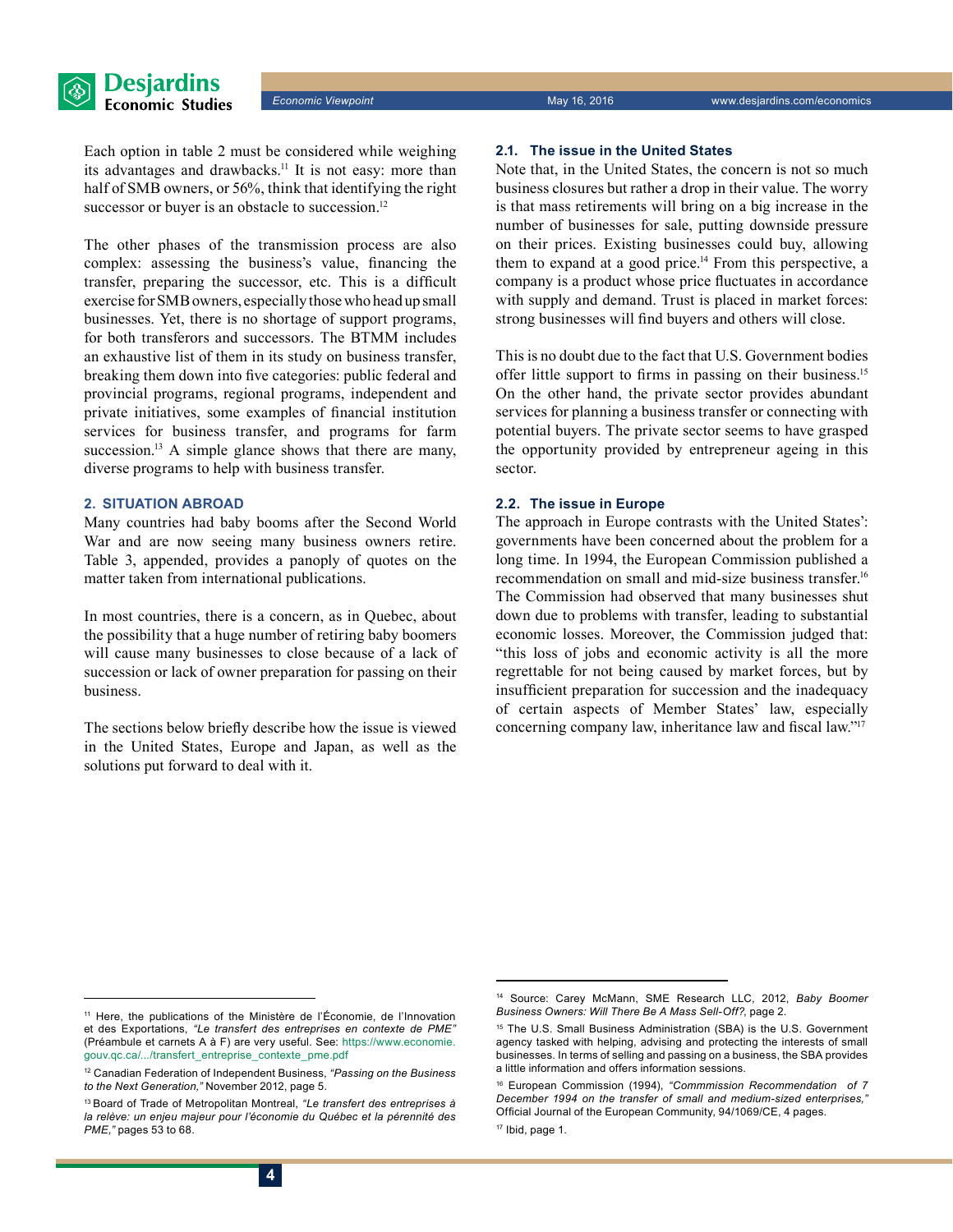Each option in table 2 must be considered while weighing its advantages and drawbacks.[11] It is not easy: more than half of SMB owners, or 56%, think that identifying the right successor or buyer is an obstacle to succession.[12]

The other phases of the transmission process are also complex: assessing the business's value, financing the transfer, preparing the successor, etc. This is a difficult exercise for SMB owners, especially those who head up small businesses. Yet, there is no shortage of support programs, for both transferors and successors. The BTMM includes an exhaustive list of them in its study on business transfer, breaking them down into five categories: public federal and provincial programs, regional programs, independent and private initiatives, some examples of financial institution services for business transfer, and programs for farm succession.[13] A simple glance shows that there are many, diverse programs to help with business transfer.

## 2. SITUATION ABROAD

Many countries had baby booms after the Second World War and are now seeing many business owners retire. Table 3, appended, provides a panoply of quotes on the matter taken from international publications.

In most countries, there is a concern, as in Quebec, about the possibility that a huge number of retiring baby boomers will cause many businesses to close because of a lack of succession or lack of owner preparation for passing on their business.

The sections below briefly describe how the issue is viewed in the United States, Europe and Japan, as well as the solutions put forward to deal with it.

### 2.1. The issue in the United States

Note that, in the United States, the concern is not so much business closures but rather a drop in their value. The worry is that mass retirements will bring on a big increase in the number of businesses for sale, putting downside pressure on their prices. Existing businesses could buy, allowing them to expand at a good price.[14] From this perspective, a company is a product whose price fluctuates in accordance with supply and demand. Trust is placed in market forces: strong businesses will find buyers and others will close.

This is no doubt due to the fact that U.S. Government bodies offer little support to firms in passing on their business.[15] On the other hand, the private sector provides abundant services for planning a business transfer or connecting with potential buyers. The private sector seems to have grasped the opportunity provided by entrepreneur ageing in this sector.

### 2.2. The issue in Europe

The approach in Europe contrasts with the United States': governments have been concerned about the problem for a long time. In 1994, the European Commission published a recommendation on small and mid-size business transfer.[16] The Commission had observed that many businesses shut down due to problems with transfer, leading to substantial economic losses. Moreover, the Commission judged that: "this loss of jobs and economic activity is all the more regrettable for not being caused by market forces, but by insufficient preparation for succession and the inadequacy of certain aspects of Member States' law, especially concerning company law, inheritance law and fiscal law."[17]

---

[11] Here, the publications of the Ministère de l'Économie, de l'Innovation et des Exportations, *"Le transfert des entreprises en contexte de PME"* (Préambule et carnets A à F) are very useful. See: https://www.economie.gouv.qc.ca/.../transfert_entreprise_contexte_pme.pdf

[12] Canadian Federation of Independent Business, *"Passing on the Business to the Next Generation,"* November 2012, page 5.

[13] Board of Trade of Metropolitan Montreal, *"Le transfert des entreprises à la relève: un enjeu majeur pour l'économie du Québec et la pérennité des PME,"* pages 53 to 68.

[14] Source: Carey McMann, SME Research LLC, 2012, *Baby Boomer Business Owners: Will There Be A Mass Sell-Off?*, page 2.

[15] The U.S. Small Business Administration (SBA) is the U.S. Government agency tasked with helping, advising and protecting the interests of small businesses. In terms of selling and passing on a business, the SBA provides a little information and offers information sessions.

[16] European Commission (1994), *"Commmission Recommendation of 7 December 1994 on the transfer of small and medium-sized enterprises,"* Official Journal of the European Community, 94/1069/CE, 4 pages.

[17] Ibid, page 1.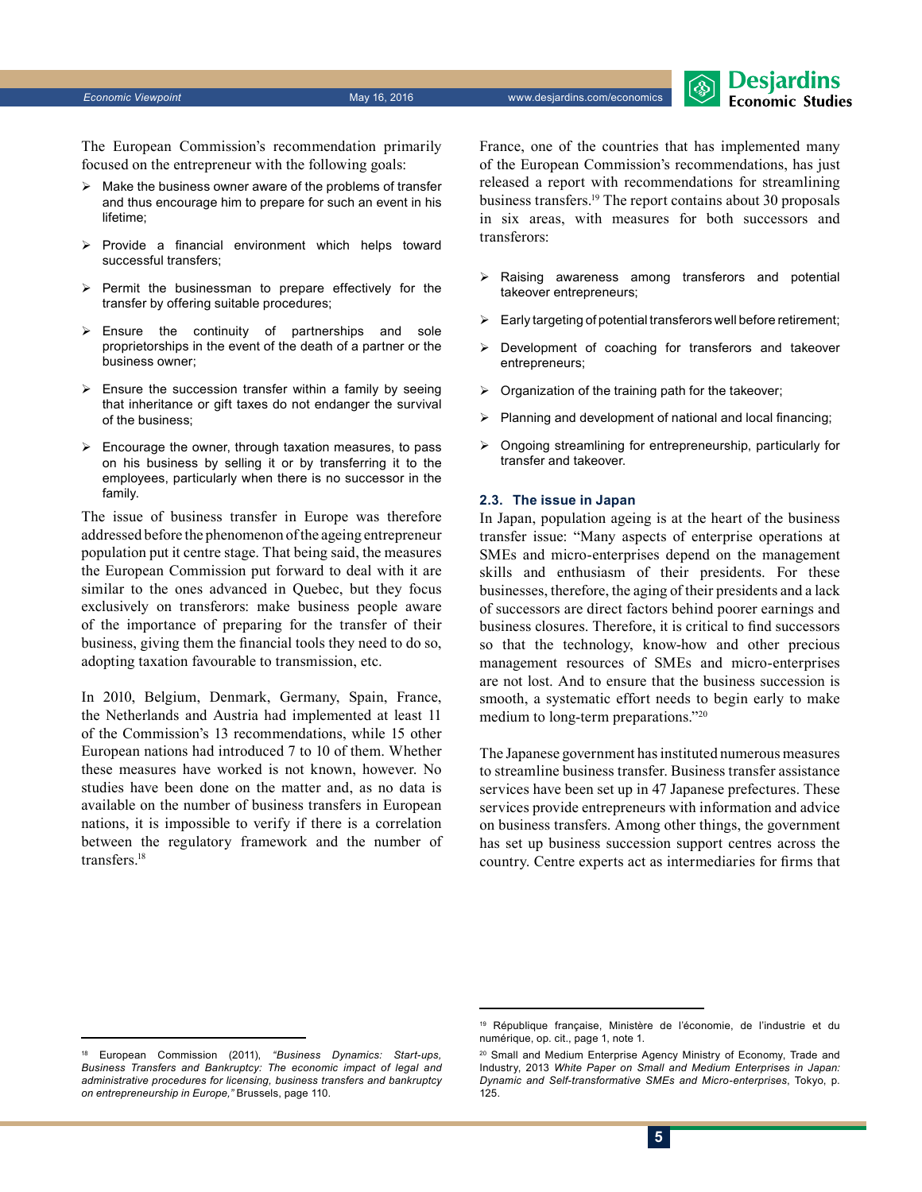The European Commission's recommendation primarily focused on the entrepreneur with the following goals:

- Make the business owner aware of the problems of transfer and thus encourage him to prepare for such an event in his lifetime;
- Provide a financial environment which helps toward successful transfers;
- Permit the businessman to prepare effectively for the transfer by offering suitable procedures;
- Ensure the continuity of partnerships and sole proprietorships in the event of the death of a partner or the business owner;
- Ensure the succession transfer within a family by seeing that inheritance or gift taxes do not endanger the survival of the business;
- Encourage the owner, through taxation measures, to pass on his business by selling it or by transferring it to the employees, particularly when there is no successor in the family.

The issue of business transfer in Europe was therefore addressed before the phenomenon of the ageing entrepreneur population put it centre stage. That being said, the measures the European Commission put forward to deal with it are similar to the ones advanced in Quebec, but they focus exclusively on transferors: make business people aware of the importance of preparing for the transfer of their business, giving them the financial tools they need to do so, adopting taxation favourable to transmission, etc.

In 2010, Belgium, Denmark, Germany, Spain, France, the Netherlands and Austria had implemented at least 11 of the Commission's 13 recommendations, while 15 other European nations had introduced 7 to 10 of them. Whether these measures have worked is not known, however. No studies have been done on the matter and, as no data is available on the number of business transfers in European nations, it is impossible to verify if there is a correlation between the regulatory framework and the number of transfers.[18]

France, one of the countries that has implemented many of the European Commission's recommendations, has just released a report with recommendations for streamlining business transfers.[19] The report contains about 30 proposals in six areas, with measures for both successors and transferors:

- Raising awareness among transferors and potential takeover entrepreneurs;
- Early targeting of potential transferors well before retirement;
- Development of coaching for transferors and takeover entrepreneurs;
- Organization of the training path for the takeover;
- Planning and development of national and local financing;
- Ongoing streamlining for entrepreneurship, particularly for transfer and takeover.

### 2.3. The issue in Japan

In Japan, population ageing is at the heart of the business transfer issue: "Many aspects of enterprise operations at SMEs and micro-enterprises depend on the management skills and enthusiasm of their presidents. For these businesses, therefore, the aging of their presidents and a lack of successors are direct factors behind poorer earnings and business closures. Therefore, it is critical to find successors so that the technology, know-how and other precious management resources of SMEs and micro-enterprises are not lost. And to ensure that the business succession is smooth, a systematic effort needs to begin early to make medium to long-term preparations."[20]

The Japanese government has instituted numerous measures to streamline business transfer. Business transfer assistance services have been set up in 47 Japanese prefectures. These services provide entrepreneurs with information and advice on business transfers. Among other things, the government has set up business succession support centres across the country. Centre experts act as intermediaries for firms that

---

[18] European Commission (2011), *"Business Dynamics: Start-ups, Business Transfers and Bankruptcy: The economic impact of legal and administrative procedures for licensing, business transfers and bankruptcy on entrepreneurship in Europe,"* Brussels, page 110.

[19] République française, Ministère de l'économie, de l'industrie et du numérique, op. cit., page 1, note 1.

[20] Small and Medium Enterprise Agency Ministry of Economy, Trade and Industry, 2013 *White Paper on Small and Medium Enterprises in Japan: Dynamic and Self-transformative SMEs and Micro-enterprises*, Tokyo, p. 125.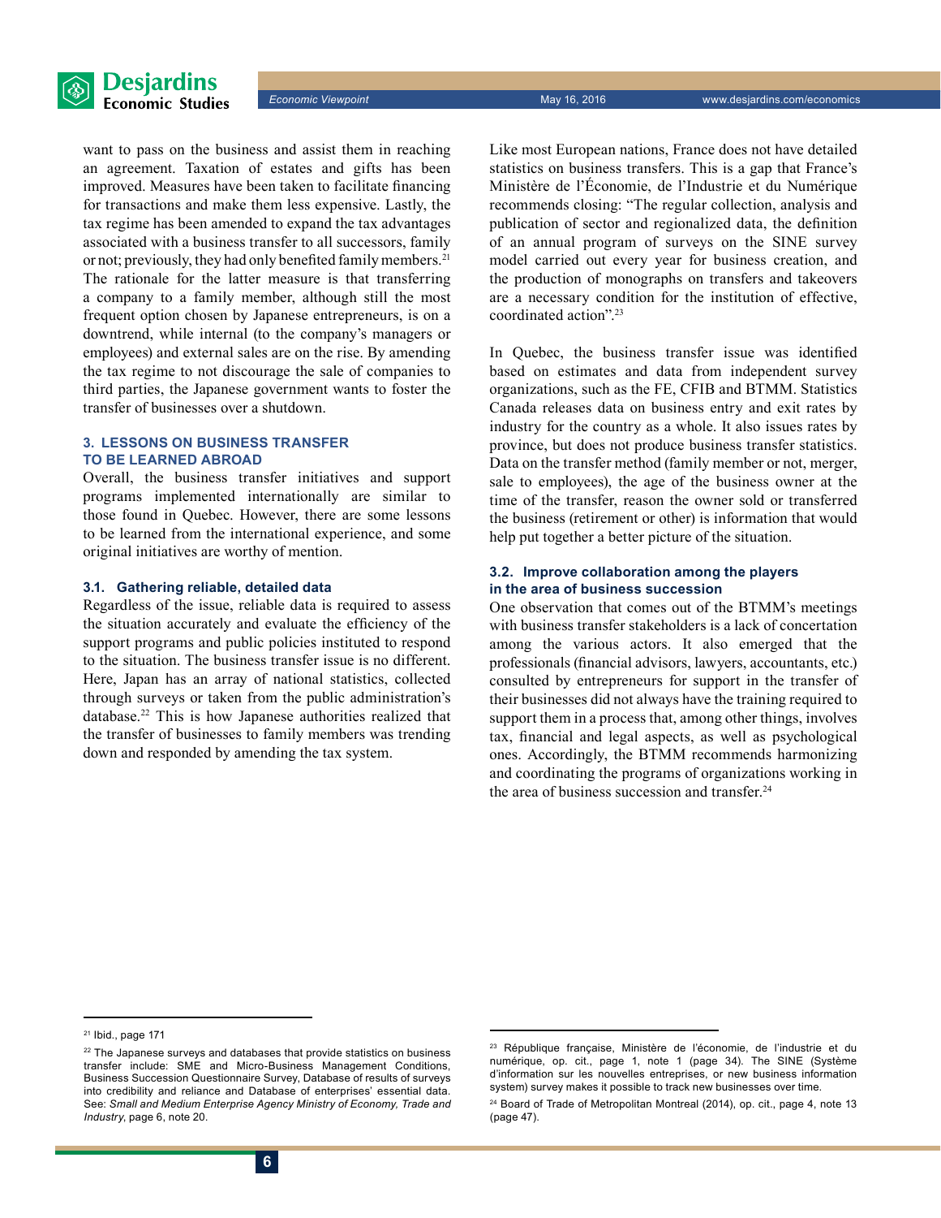want to pass on the business and assist them in reaching an agreement. Taxation of estates and gifts has been improved. Measures have been taken to facilitate financing for transactions and make them less expensive. Lastly, the tax regime has been amended to expand the tax advantages associated with a business transfer to all successors, family or not; previously, they had only benefited family members.[21] The rationale for the latter measure is that transferring a company to a family member, although still the most frequent option chosen by Japanese entrepreneurs, is on a downtrend, while internal (to the company's managers or employees) and external sales are on the rise. By amending the tax regime to not discourage the sale of companies to third parties, the Japanese government wants to foster the transfer of businesses over a shutdown.

## 3. LESSONS ON BUSINESS TRANSFER TO BE LEARNED ABROAD

Overall, the business transfer initiatives and support programs implemented internationally are similar to those found in Quebec. However, there are some lessons to be learned from the international experience, and some original initiatives are worthy of mention.

### 3.1. Gathering reliable, detailed data

Regardless of the issue, reliable data is required to assess the situation accurately and evaluate the efficiency of the support programs and public policies instituted to respond to the situation. The business transfer issue is no different. Here, Japan has an array of national statistics, collected through surveys or taken from the public administration's database.[22] This is how Japanese authorities realized that the transfer of businesses to family members was trending down and responded by amending the tax system.

Like most European nations, France does not have detailed statistics on business transfers. This is a gap that France's Ministère de l'Économie, de l'Industrie et du Numérique recommends closing: "The regular collection, analysis and publication of sector and regionalized data, the definition of an annual program of surveys on the SINE survey model carried out every year for business creation, and the production of monographs on transfers and takeovers are a necessary condition for the institution of effective, coordinated action".[23]

In Quebec, the business transfer issue was identified based on estimates and data from independent survey organizations, such as the FE, CFIB and BTMM. Statistics Canada releases data on business entry and exit rates by industry for the country as a whole. It also issues rates by province, but does not produce business transfer statistics. Data on the transfer method (family member or not, merger, sale to employees), the age of the business owner at the time of the transfer, reason the owner sold or transferred the business (retirement or other) is information that would help put together a better picture of the situation.

### 3.2. Improve collaboration among the players in the area of business succession

One observation that comes out of the BTMM's meetings with business transfer stakeholders is a lack of concertation among the various actors. It also emerged that the professionals (financial advisors, lawyers, accountants, etc.) consulted by entrepreneurs for support in the transfer of their businesses did not always have the training required to support them in a process that, among other things, involves tax, financial and legal aspects, as well as psychological ones. Accordingly, the BTMM recommends harmonizing and coordinating the programs of organizations working in the area of business succession and transfer.[24]

---

[21] Ibid., page 171

[22] The Japanese surveys and databases that provide statistics on business transfer include: SME and Micro-Business Management Conditions, Business Succession Questionnaire Survey, Database of results of surveys into credibility and reliance and Database of enterprises' essential data. See: *Small and Medium Enterprise Agency Ministry of Economy, Trade and Industry*, page 6, note 20.

[23] République française, Ministère de l'économie, de l'industrie et du numérique, op. cit., page 1, note 1 (page 34). The SINE (Système d'information sur les nouvelles entreprises, or new business information system) survey makes it possible to track new businesses over time.

[24] Board of Trade of Metropolitan Montreal (2014), op. cit., page 4, note 13 (page 47).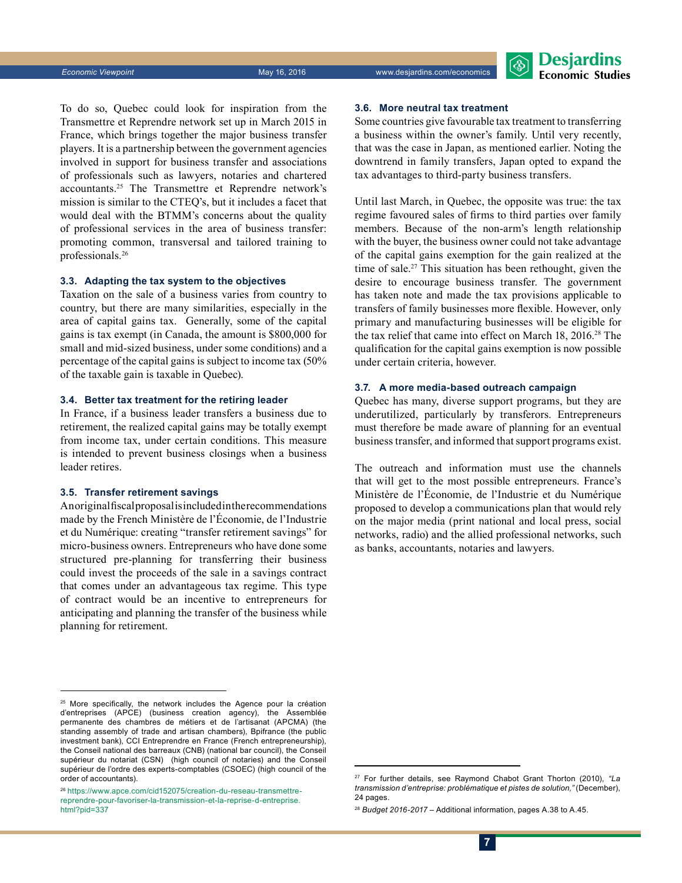To do so, Quebec could look for inspiration from the Transmettre et Reprendre network set up in March 2015 in France, which brings together the major business transfer players. It is a partnership between the government agencies involved in support for business transfer and associations of professionals such as lawyers, notaries and chartered accountants.[25] The Transmettre et Reprendre network's mission is similar to the CTEQ's, but it includes a facet that would deal with the BTMM's concerns about the quality of professional services in the area of business transfer: promoting common, transversal and tailored training to professionals.[26]

### 3.3. Adapting the tax system to the objectives

Taxation on the sale of a business varies from country to country, but there are many similarities, especially in the area of capital gains tax. Generally, some of the capital gains is tax exempt (in Canada, the amount is $800,000 for small and mid-sized business, under some conditions) and a percentage of the capital gains is subject to income tax (50% of the taxable gain is taxable in Quebec).

### 3.4. Better tax treatment for the retiring leader

In France, if a business leader transfers a business due to retirement, the realized capital gains may be totally exempt from income tax, under certain conditions. This measure is intended to prevent business closings when a business leader retires.

### 3.5. Transfer retirement savings

An original fiscal proposal is included in the recommendations made by the French Ministère de l'Économie, de l'Industrie et du Numérique: creating "transfer retirement savings" for micro-business owners. Entrepreneurs who have done some structured pre-planning for transferring their business could invest the proceeds of the sale in a savings contract that comes under an advantageous tax regime. This type of contract would be an incentive to entrepreneurs for anticipating and planning the transfer of the business while planning for retirement.

### 3.6. More neutral tax treatment

Some countries give favourable tax treatment to transferring a business within the owner's family. Until very recently, that was the case in Japan, as mentioned earlier. Noting the downtrend in family transfers, Japan opted to expand the tax advantages to third-party business transfers.

Until last March, in Quebec, the opposite was true: the tax regime favoured sales of firms to third parties over family members. Because of the non-arm's length relationship with the buyer, the business owner could not take advantage of the capital gains exemption for the gain realized at the time of sale.[27] This situation has been rethought, given the desire to encourage business transfer. The government has taken note and made the tax provisions applicable to transfers of family businesses more flexible. However, only primary and manufacturing businesses will be eligible for the tax relief that came into effect on March 18, 2016.[28] The qualification for the capital gains exemption is now possible under certain criteria, however.

### 3.7. A more media-based outreach campaign

Quebec has many, diverse support programs, but they are underutilized, particularly by transferors. Entrepreneurs must therefore be made aware of planning for an eventual business transfer, and informed that support programs exist.

The outreach and information must use the channels that will get to the most possible entrepreneurs. France's Ministère de l'Économie, de l'Industrie et du Numérique proposed to develop a communications plan that would rely on the major media (print national and local press, social networks, radio) and the allied professional networks, such as banks, accountants, notaries and lawyers.

---

[25] More specifically, the network includes the Agence pour la création d'entreprises (APCE) (business creation agency), the Assemblée permanente des chambres de métiers et de l'artisanat (APCMA) (the standing assembly of trade and artisan chambers), Bpifrance (the public investment bank), CCI Entreprendre en France (French entrepreneurship), the Conseil national des barreaux (CNB) (national bar council), the Conseil supérieur du notariat (CSN) (high council of notaries) and the Conseil supérieur de l'ordre des experts-comptables (CSOEC) (high council of the order of accountants).

[26] https://www.apce.com/cid152075/creation-du-reseau-transmettre-reprendre-pour-favoriser-la-transmission-et-la-reprise-d-entreprise.html?pid=337

[27] For further details, see Raymond Chabot Grant Thorton (2010), *"La transmission d'entreprise: problématique et pistes de solution,"* (December), 24 pages.

[28] *Budget 2016-2017* – Additional information, pages A.38 to A.45.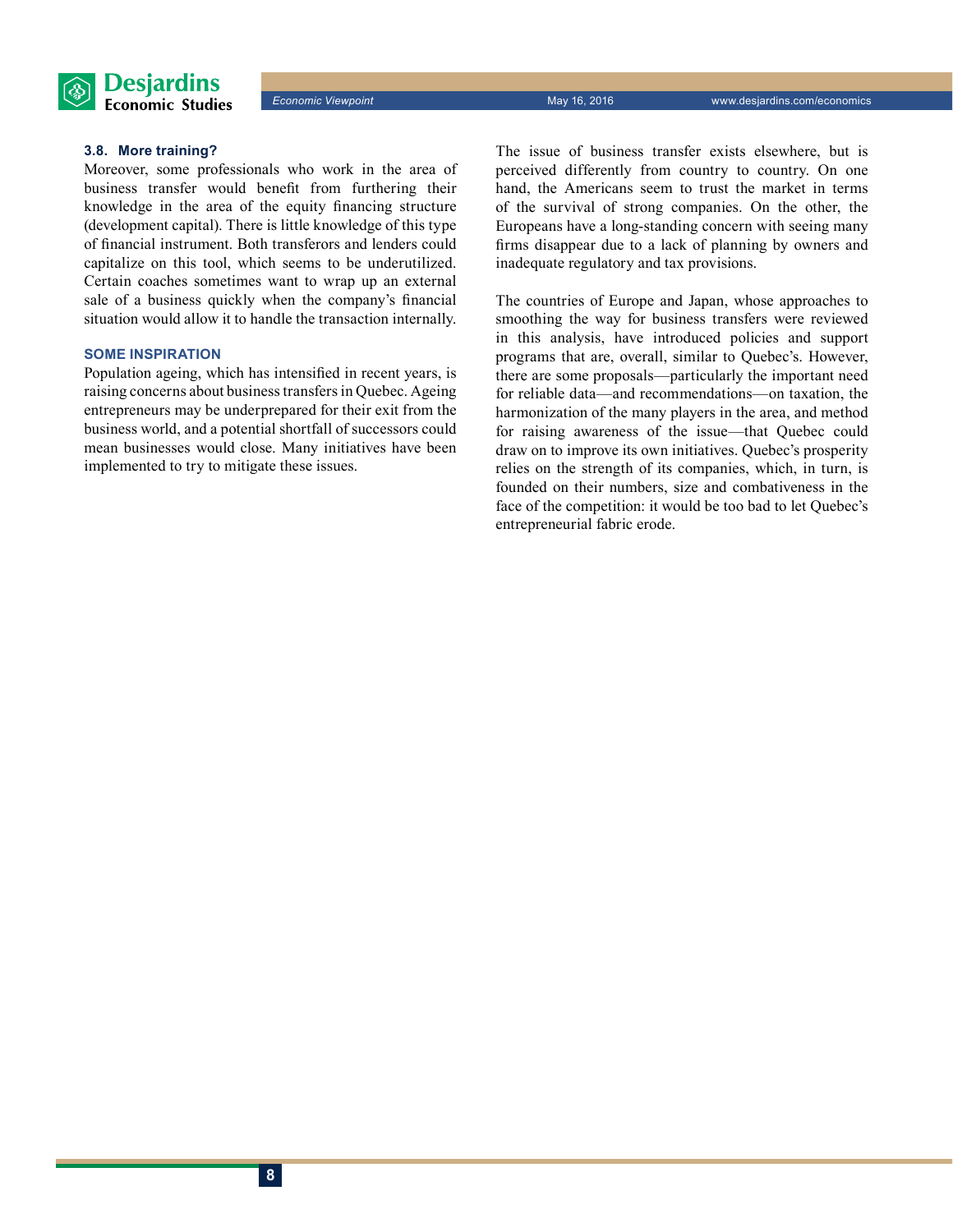### 3.8. More training?

Moreover, some professionals who work in the area of business transfer would benefit from furthering their knowledge in the area of the equity financing structure (development capital). There is little knowledge of this type of financial instrument. Both transferors and lenders could capitalize on this tool, which seems to be underutilized. Certain coaches sometimes want to wrap up an external sale of a business quickly when the company's financial situation would allow it to handle the transaction internally.

## SOME INSPIRATION

Population ageing, which has intensified in recent years, is raising concerns about business transfers in Quebec. Ageing entrepreneurs may be underprepared for their exit from the business world, and a potential shortfall of successors could mean businesses would close. Many initiatives have been implemented to try to mitigate these issues.

The issue of business transfer exists elsewhere, but is perceived differently from country to country. On one hand, the Americans seem to trust the market in terms of the survival of strong companies. On the other, the Europeans have a long-standing concern with seeing many firms disappear due to a lack of planning by owners and inadequate regulatory and tax provisions.

The countries of Europe and Japan, whose approaches to smoothing the way for business transfers were reviewed in this analysis, have introduced policies and support programs that are, overall, similar to Quebec's. However, there are some proposals—particularly the important need for reliable data—and recommendations—on taxation, the harmonization of the many players in the area, and method for raising awareness of the issue—that Quebec could draw on to improve its own initiatives. Quebec's prosperity relies on the strength of its companies, which, in turn, is founded on their numbers, size and combativeness in the face of the competition: it would be too bad to let Quebec's entrepreneurial fabric erode.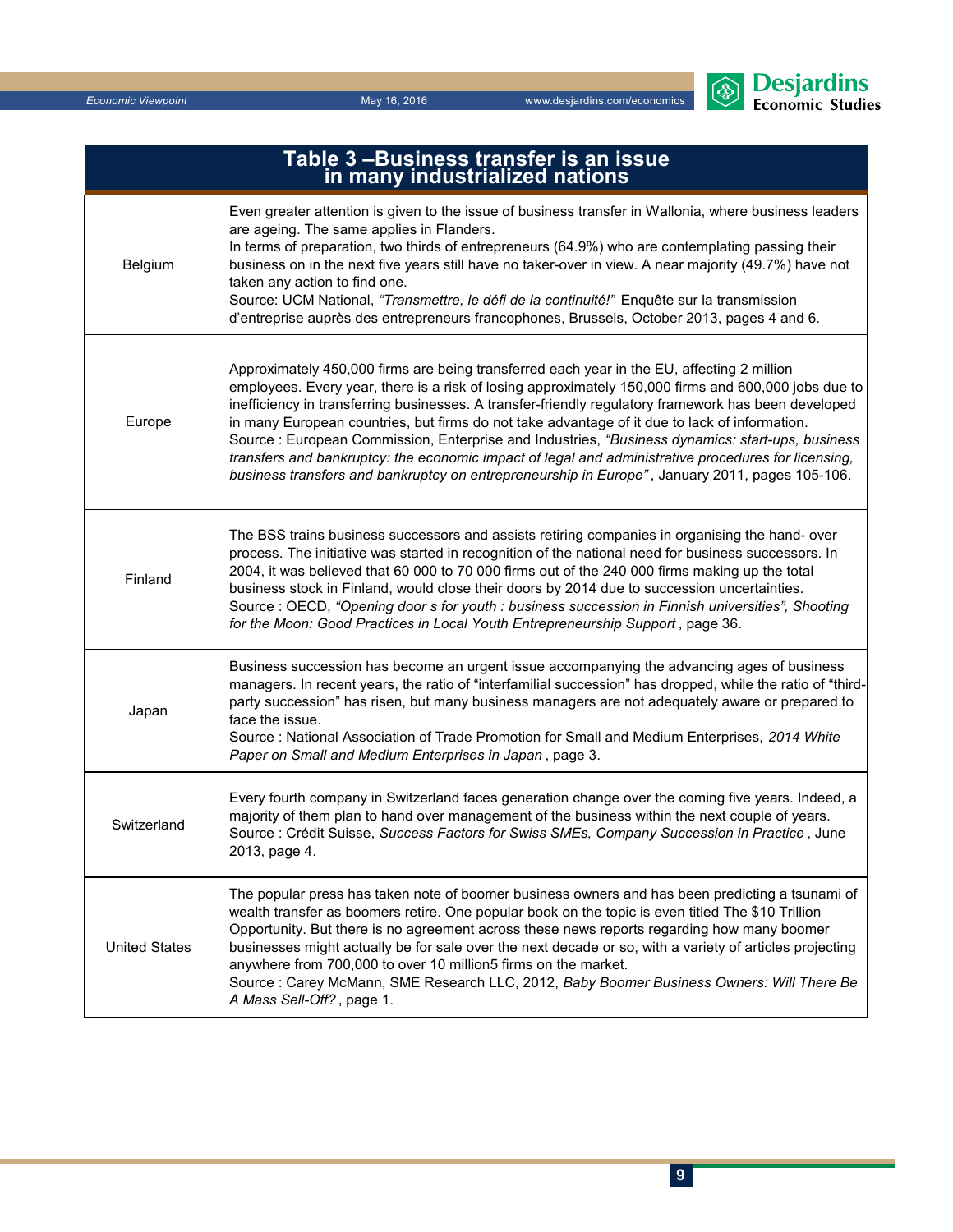## Table 3 –Business transfer is an issue in many industrialized nations

| | |
|---|---|
| Belgium | Even greater attention is given to the issue of business transfer in Wallonia, where business leaders are ageing. The same applies in Flanders.<br>In terms of preparation, two thirds of entrepreneurs (64.9%) who are contemplating passing their business on in the next five years still have no taker-over in view. A near majority (49.7%) have not taken any action to find one.<br>Source: UCM National, *"Transmettre, le défi de la continuité!"* Enquête sur la transmission d'entreprise auprès des entrepreneurs francophones, Brussels, October 2013, pages 4 and 6. |
| Europe | Approximately 450,000 firms are being transferred each year in the EU, affecting 2 million employees. Every year, there is a risk of losing approximately 150,000 firms and 600,000 jobs due to inefficiency in transferring businesses. A transfer-friendly regulatory framework has been developed in many European countries, but firms do not take advantage of it due to lack of information.<br>Source : European Commission, Enterprise and Industries, *"Business dynamics: start-ups, business transfers and bankruptcy: the economic impact of legal and administrative procedures for licensing, business transfers and bankruptcy on entrepreneurship in Europe"* , January 2011, pages 105-106. |
| Finland | The BSS trains business successors and assists retiring companies in organising the hand- over process. The initiative was started in recognition of the national need for business successors. In 2004, it was believed that 60 000 to 70 000 firms out of the 240 000 firms making up the total business stock in Finland, would close their doors by 2014 due to succession uncertainties.<br>Source : OECD, *"Opening door s for youth : business succession in Finnish universities", Shooting for the Moon: Good Practices in Local Youth Entrepreneurship Support* , page 36. |
| Japan | Business succession has become an urgent issue accompanying the advancing ages of business managers. In recent years, the ratio of "interfamilial succession" has dropped, while the ratio of "third-party succession" has risen, but many business managers are not adequately aware or prepared to face the issue.<br>Source : National Association of Trade Promotion for Small and Medium Enterprises, *2014 White Paper on Small and Medium Enterprises in Japan* , page 3. |
| Switzerland | Every fourth company in Switzerland faces generation change over the coming five years. Indeed, a majority of them plan to hand over management of the business within the next couple of years.<br>Source : Crédit Suisse, *Success Factors for Swiss SMEs, Company Succession in Practice* , June 2013, page 4. |
| United States | The popular press has taken note of boomer business owners and has been predicting a tsunami of wealth transfer as boomers retire. One popular book on the topic is even titled The $10 Trillion Opportunity. But there is no agreement across these news reports regarding how many boomer businesses might actually be for sale over the next decade or so, with a variety of articles projecting anywhere from 700,000 to over 10 million5 firms on the market.<br>Source : Carey McMann, SME Research LLC, 2012, *Baby Boomer Business Owners: Will There Be A Mass Sell-Off?* , page 1. |